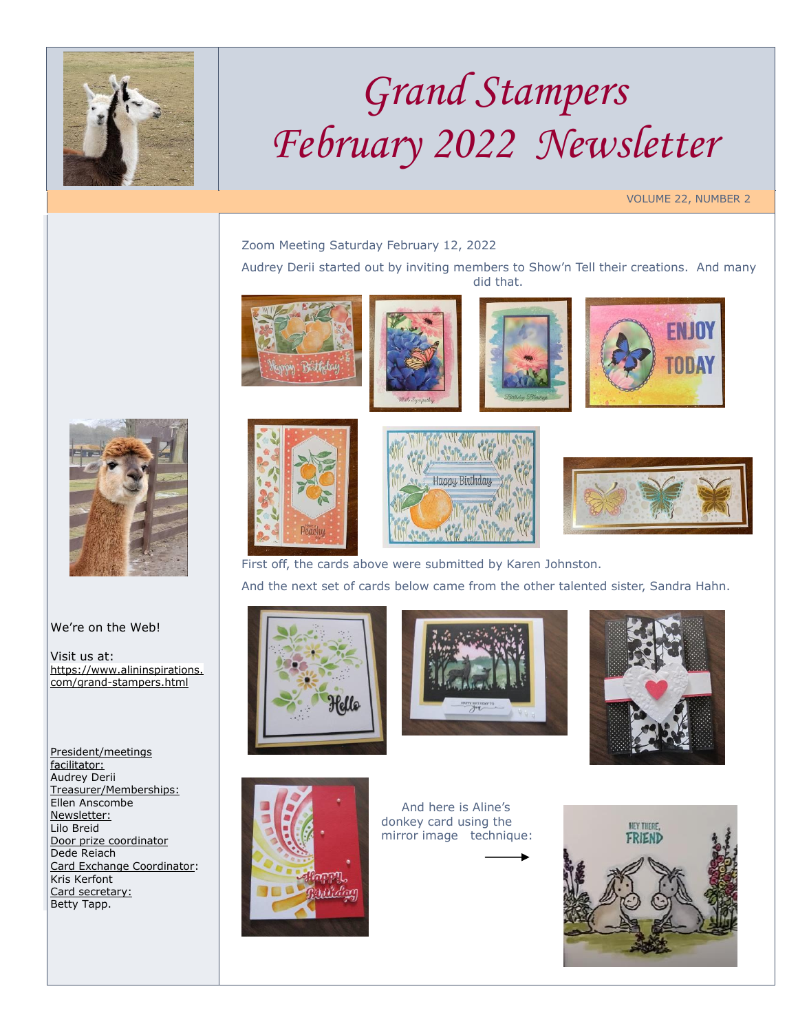# Grand Stampers February 2022 Newsletter

VOLUME 22, NUMBER 2

Zoom Meeting Saturday February 12, 2022

Audrey Derii started out by inviting members to Show'n Tell their creations. And many did that.

First off, the cards above were submitted by Karen Johnston.

And the next set of cards below came from the other talented sister, Sandra Hahn.

And here is Aline's donkey card using the mirror image technique:

We're on the Web!

Visit us at:
https://www.alininspirations.com/grand-stampers.html

President/meetings facilitator:
Audrey Derii

Treasurer/Memberships:
Ellen Anscombe

Newsletter:
Lilo Breid

Door prize coordinator
Dede Reiach

Card Exchange Coordinator:
Kris Kerfont

Card secretary:
Betty Tapp.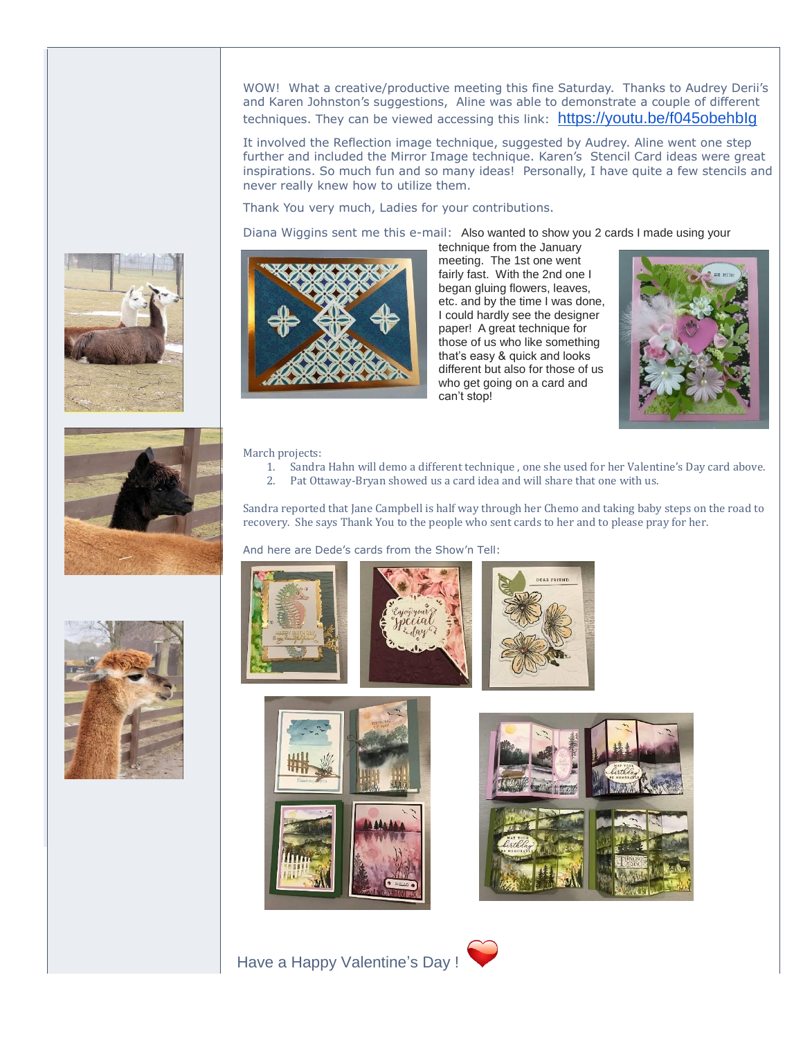WOW! What a creative/productive meeting this fine Saturday. Thanks to Audrey Derii's and Karen Johnston's suggestions, Aline was able to demonstrate a couple of different techniques. They can be viewed accessing this link: https://youtu.be/f045obehbIg

It involved the Reflection image technique, suggested by Audrey. Aline went one step further and included the Mirror Image technique. Karen's Stencil Card ideas were great inspirations. So much fun and so many ideas! Personally, I have quite a few stencils and never really knew how to utilize them.

Thank You very much, Ladies for your contributions.

Diana Wiggins sent me this e-mail: Also wanted to show you 2 cards I made using your technique from the January meeting. The 1st one went fairly fast. With the 2nd one I began gluing flowers, leaves, etc. and by the time I was done, I could hardly see the designer paper! A great technique for those of us who like something that's easy & quick and looks different but also for those of us who get going on a card and can't stop!

March projects:

1. Sandra Hahn will demo a different technique , one she used for her Valentine's Day card above.
2. Pat Ottaway-Bryan showed us a card idea and will share that one with us.

Sandra reported that Jane Campbell is half way through her Chemo and taking baby steps on the road to recovery. She says Thank You to the people who sent cards to her and to please pray for her.

And here are Dede's cards from the Show'n Tell:

Have a Happy Valentine's Day !